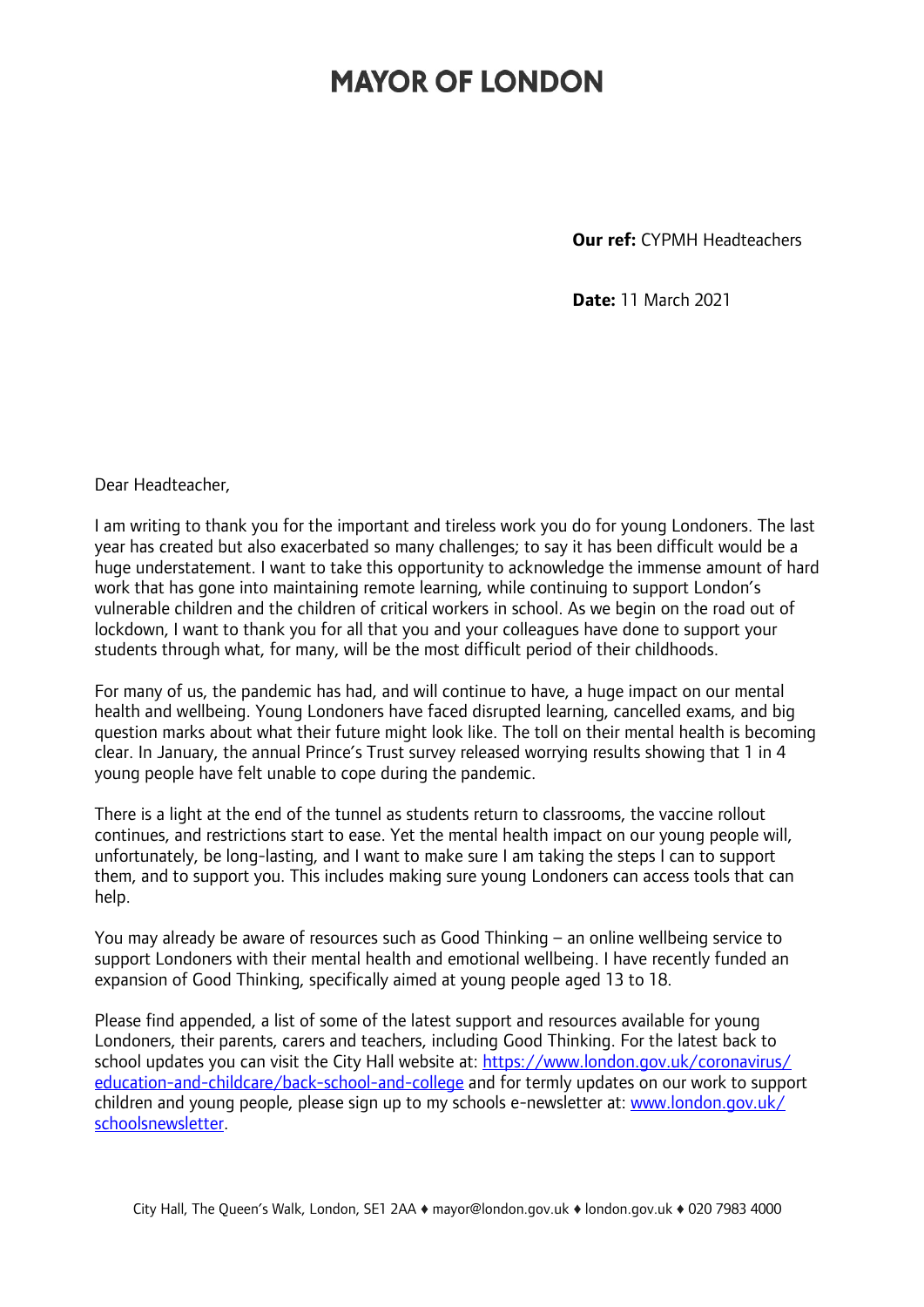# MAYOR OF LONDON

**Our ref:** CYPMH Headteachers

**Date:** 11 March 2021

Dear Headteacher,

I am writing to thank you for the important and tireless work you do for young Londoners. The last year has created but also exacerbated so many challenges; to say it has been difficult would be a huge understatement. I want to take this opportunity to acknowledge the immense amount of hard work that has gone into maintaining remote learning, while continuing to support London's vulnerable children and the children of critical workers in school. As we begin on the road out of lockdown, I want to thank you for all that you and your colleagues have done to support your students through what, for many, will be the most difficult period of their childhoods.

For many of us, the pandemic has had, and will continue to have, a huge impact on our mental health and wellbeing. Young Londoners have faced disrupted learning, cancelled exams, and big question marks about what their future might look like. The toll on their mental health is becoming clear. In January, the annual Prince's Trust survey released worrying results showing that 1 in 4 young people have felt unable to cope during the pandemic.

There is a light at the end of the tunnel as students return to classrooms, the vaccine rollout continues, and restrictions start to ease. Yet the mental health impact on our young people will, unfortunately, be long-lasting, and I want to make sure I am taking the steps I can to support them, and to support you. This includes making sure young Londoners can access tools that can help.

You may already be aware of resources such as Good Thinking – an online wellbeing service to support Londoners with their mental health and emotional wellbeing. I have recently funded an expansion of Good Thinking, specifically aimed at young people aged 13 to 18.

Please find appended, a list of some of the latest support and resources available for young Londoners, their parents, carers and teachers, including Good Thinking. For the latest back to school updates you can visit the City Hall website at: [https://www.london.gov.uk/coronavirus/education-and-childcare/back-school-and-college](https://www.london.gov.uk/coronavirus/education-and-childcare/back-school-and-college) and for termly updates on our work to support children and young people, please sign up to my schools e-newsletter at: [www.london.gov.uk/schoolsnewsletter](www.london.gov.uk/schoolsnewsletter).

City Hall, The Queen's Walk, London, SE1 2AA ♦ mayor@london.gov.uk ♦ london.gov.uk ♦ 020 7983 4000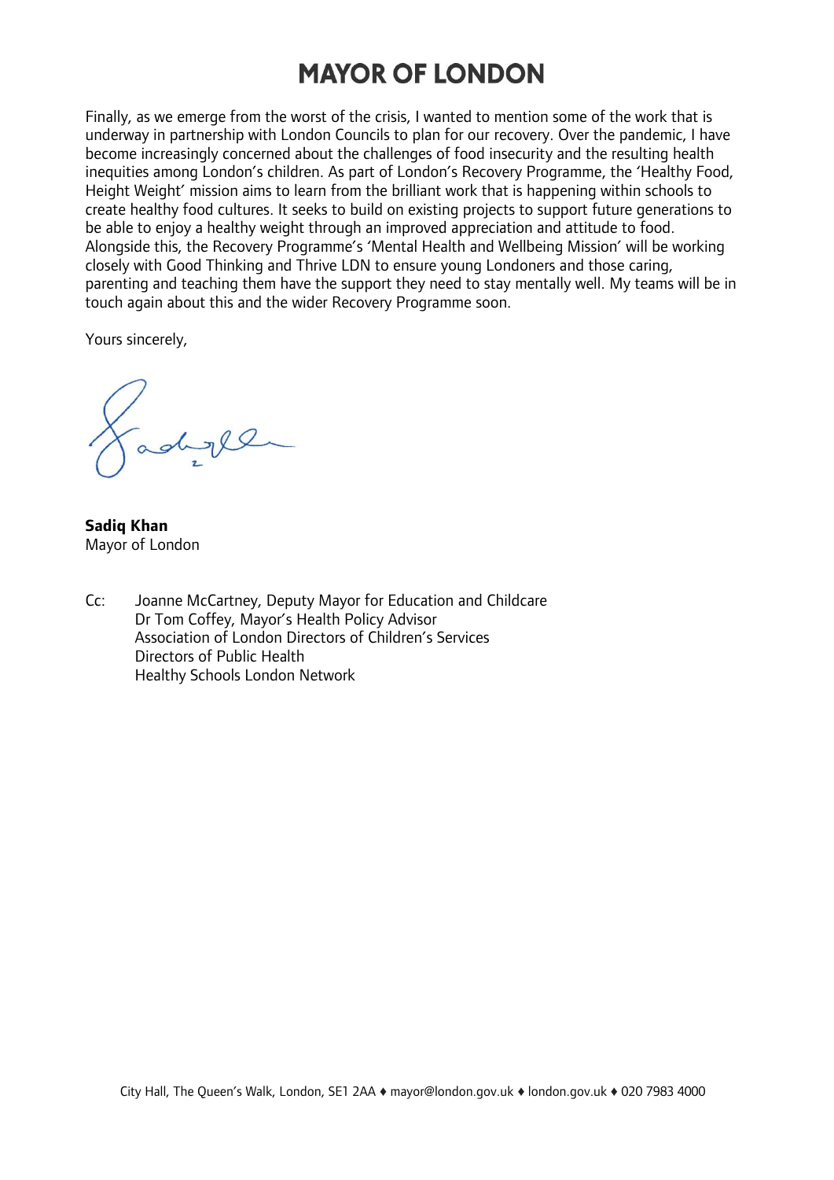# MAYOR OF LONDON

Finally, as we emerge from the worst of the crisis, I wanted to mention some of the work that is underway in partnership with London Councils to plan for our recovery. Over the pandemic, I have become increasingly concerned about the challenges of food insecurity and the resulting health inequities among London's children. As part of London's Recovery Programme, the 'Healthy Food, Height Weight' mission aims to learn from the brilliant work that is happening within schools to create healthy food cultures. It seeks to build on existing projects to support future generations to be able to enjoy a healthy weight through an improved appreciation and attitude to food. Alongside this, the Recovery Programme's 'Mental Health and Wellbeing Mission' will be working closely with Good Thinking and Thrive LDN to ensure young Londoners and those caring, parenting and teaching them have the support they need to stay mentally well. My teams will be in touch again about this and the wider Recovery Programme soon.

Yours sincerely,

**Sadiq Khan**
Mayor of London

Cc: Joanne McCartney, Deputy Mayor for Education and Childcare
Dr Tom Coffey, Mayor's Health Policy Advisor
Association of London Directors of Children's Services
Directors of Public Health
Healthy Schools London Network

City Hall, The Queen's Walk, London, SE1 2AA ♦ mayor@london.gov.uk ♦ london.gov.uk ♦ 020 7983 4000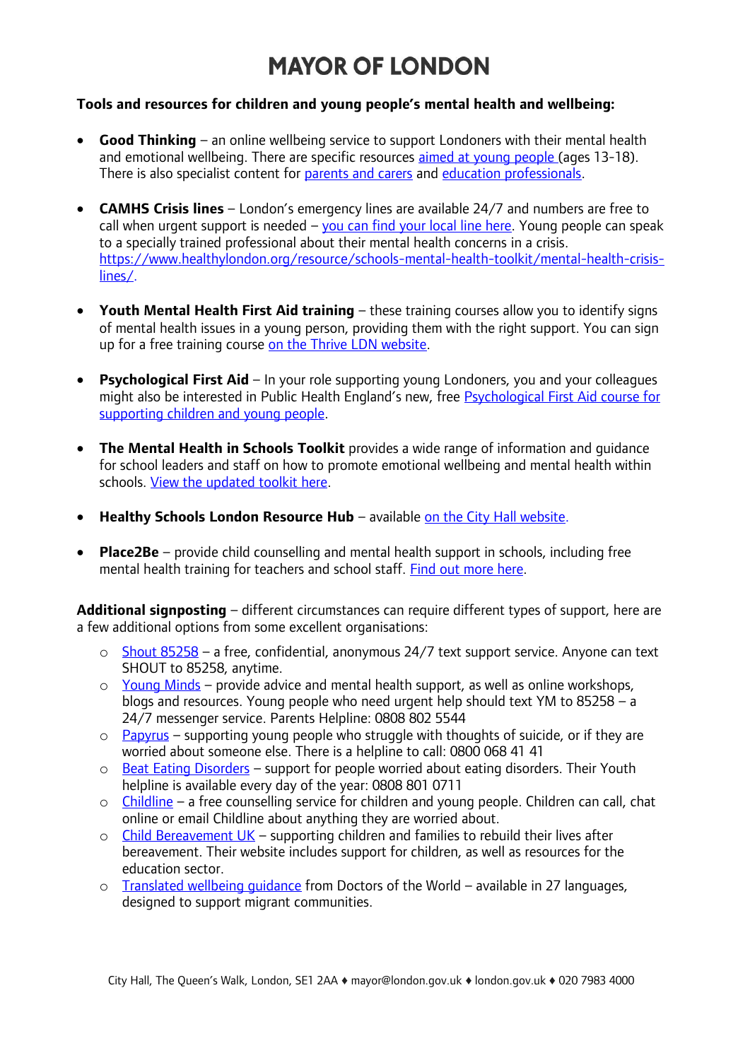# MAYOR OF LONDON

**Tools and resources for children and young people's mental health and wellbeing:**

- **Good Thinking** – an online wellbeing service to support Londoners with their mental health and emotional wellbeing. There are specific resources aimed at young people (ages 13-18). There is also specialist content for parents and carers and education professionals.
- **CAMHS Crisis lines** – London's emergency lines are available 24/7 and numbers are free to call when urgent support is needed – you can find your local line here. Young people can speak to a specially trained professional about their mental health concerns in a crisis. https://www.healthylondon.org/resource/schools-mental-health-toolkit/mental-health-crisis-lines/.
- **Youth Mental Health First Aid training** – these training courses allow you to identify signs of mental health issues in a young person, providing them with the right support. You can sign up for a free training course on the Thrive LDN website.
- **Psychological First Aid** – In your role supporting young Londoners, you and your colleagues might also be interested in Public Health England's new, free Psychological First Aid course for supporting children and young people.
- **The Mental Health in Schools Toolkit** provides a wide range of information and guidance for school leaders and staff on how to promote emotional wellbeing and mental health within schools. View the updated toolkit here.
- **Healthy Schools London Resource Hub** – available on the City Hall website.
- **Place2Be** – provide child counselling and mental health support in schools, including free mental health training for teachers and school staff. Find out more here.

**Additional signposting** – different circumstances can require different types of support, here are a few additional options from some excellent organisations:

- Shout 85258 – a free, confidential, anonymous 24/7 text support service. Anyone can text SHOUT to 85258, anytime.
- Young Minds – provide advice and mental health support, as well as online workshops, blogs and resources. Young people who need urgent help should text YM to 85258 – a 24/7 messenger service. Parents Helpline: 0808 802 5544
- Papyrus – supporting young people who struggle with thoughts of suicide, or if they are worried about someone else. There is a helpline to call: 0800 068 41 41
- Beat Eating Disorders – support for people worried about eating disorders. Their Youth helpline is available every day of the year: 0808 801 0711
- Childline – a free counselling service for children and young people. Children can call, chat online or email Childline about anything they are worried about.
- Child Bereavement UK – supporting children and families to rebuild their lives after bereavement. Their website includes support for children, as well as resources for the education sector.
- Translated wellbeing guidance from Doctors of the World – available in 27 languages, designed to support migrant communities.